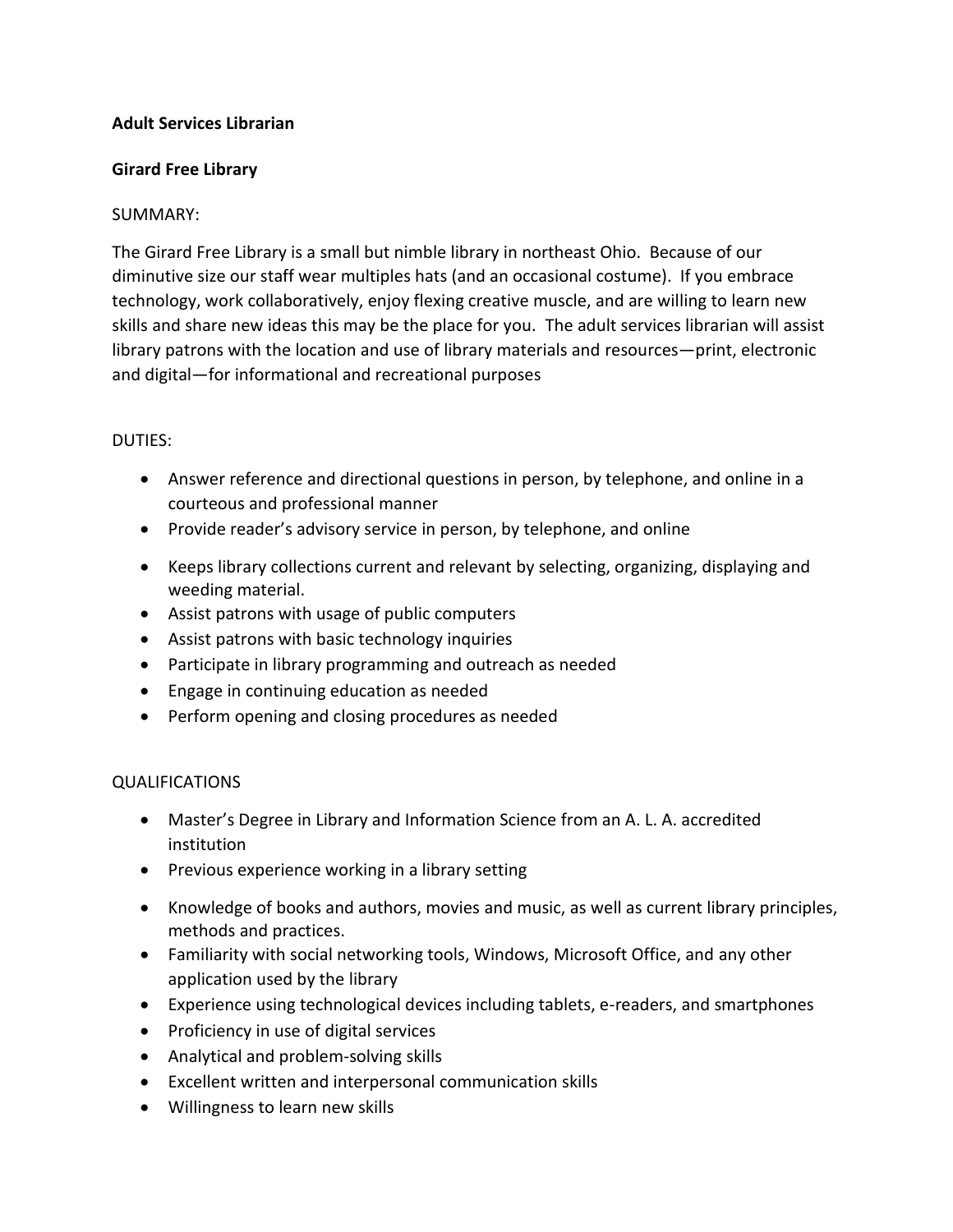**Adult Services Librarian**

**Girard Free Library**

SUMMARY:

The Girard Free Library is a small but nimble library in northeast Ohio. Because of our diminutive size our staff wear multiples hats (and an occasional costume). If you embrace technology, work collaboratively, enjoy flexing creative muscle, and are willing to learn new skills and share new ideas this may be the place for you. The adult services librarian will assist library patrons with the location and use of library materials and resources—print, electronic and digital—for informational and recreational purposes

DUTIES:

- Answer reference and directional questions in person, by telephone, and online in a courteous and professional manner
- Provide reader's advisory service in person, by telephone, and online
- Keeps library collections current and relevant by selecting, organizing, displaying and weeding material.
- Assist patrons with usage of public computers
- Assist patrons with basic technology inquiries
- Participate in library programming and outreach as needed
- Engage in continuing education as needed
- Perform opening and closing procedures as needed

QUALIFICATIONS

- Master's Degree in Library and Information Science from an A. L. A. accredited institution
- Previous experience working in a library setting
- Knowledge of books and authors, movies and music, as well as current library principles, methods and practices.
- Familiarity with social networking tools, Windows, Microsoft Office, and any other application used by the library
- Experience using technological devices including tablets, e-readers, and smartphones
- Proficiency in use of digital services
- Analytical and problem-solving skills
- Excellent written and interpersonal communication skills
- Willingness to learn new skills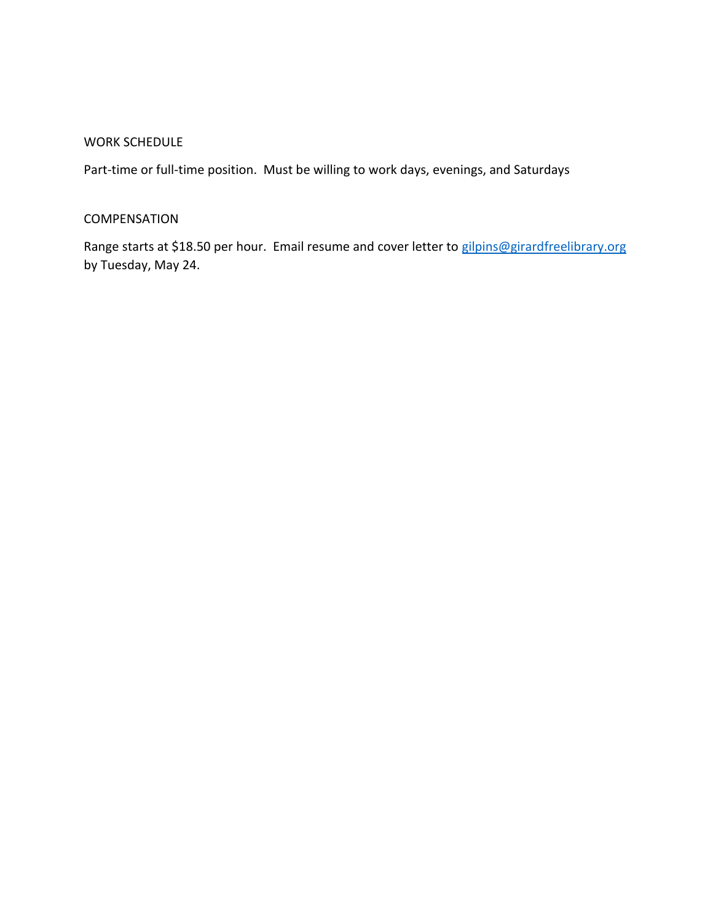WORK SCHEDULE

Part-time or full-time position. Must be willing to work days, evenings, and Saturdays

COMPENSATION

Range starts at $18.50 per hour. Email resume and cover letter to gilpins@girardfreelibrary.org by Tuesday, May 24.